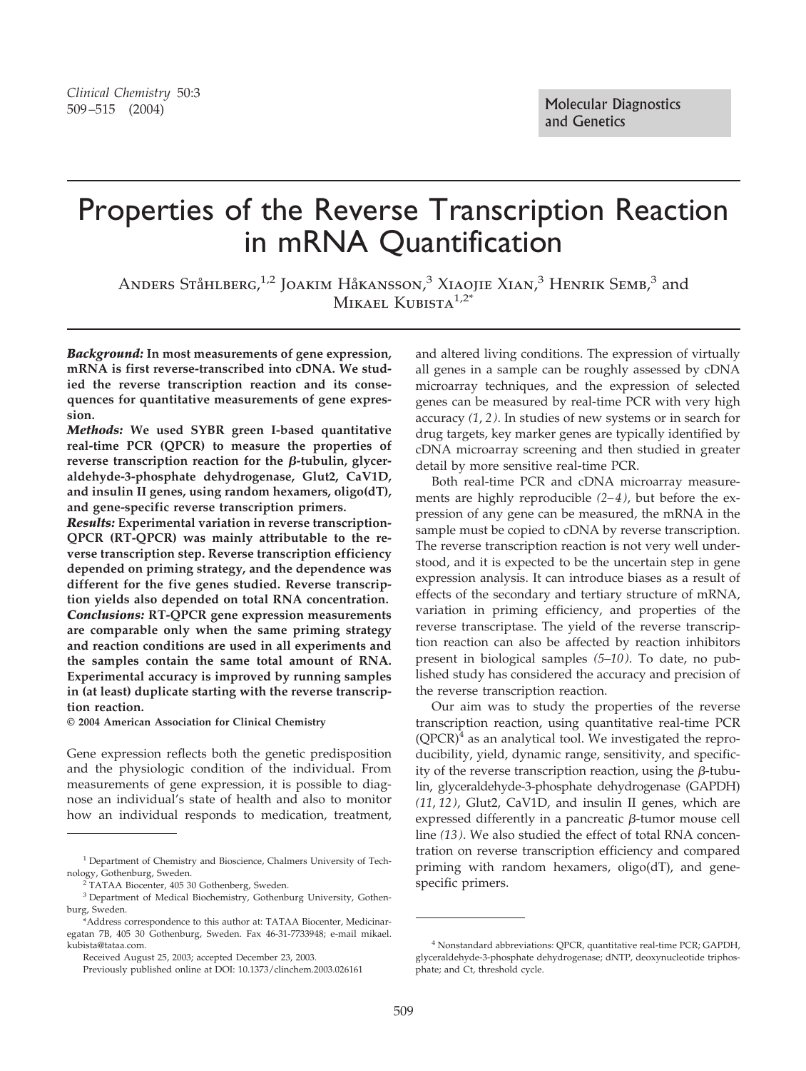Molecular Diagnostics and Genetics

# Properties of the Reverse Transcription Reaction in mRNA Quantification

Anders Ståhlberg,[1,2] Joakim Håkansson,[3] Xiaojie Xian,[3] Henrik Semb,[3] and Mikael Kubista[1,2*]

***Background:*** **In most measurements of gene expression, mRNA is first reverse-transcribed into cDNA. We studied the reverse transcription reaction and its consequences for quantitative measurements of gene expression.**

***Methods:*** **We used SYBR green I-based quantitative real-time PCR (QPCR) to measure the properties of reverse transcription reaction for the β-tubulin, glyceraldehyde-3-phosphate dehydrogenase, Glut2, CaV1D, and insulin II genes, using random hexamers, oligo(dT), and gene-specific reverse transcription primers.**

***Results:*** **Experimental variation in reverse transcription-QPCR (RT-QPCR) was mainly attributable to the reverse transcription step. Reverse transcription efficiency depended on priming strategy, and the dependence was different for the five genes studied. Reverse transcription yields also depended on total RNA concentration.**

***Conclusions:*** **RT-QPCR gene expression measurements are comparable only when the same priming strategy and reaction conditions are used in all experiments and the samples contain the same total amount of RNA. Experimental accuracy is improved by running samples in (at least) duplicate starting with the reverse transcription reaction.**

**© 2004 American Association for Clinical Chemistry**

Gene expression reflects both the genetic predisposition and the physiologic condition of the individual. From measurements of gene expression, it is possible to diagnose an individual's state of health and also to monitor how an individual responds to medication, treatment, and altered living conditions. The expression of virtually all genes in a sample can be roughly assessed by cDNA microarray techniques, and the expression of selected genes can be measured by real-time PCR with very high accuracy *(1, 2)*. In studies of new systems or in search for drug targets, key marker genes are typically identified by cDNA microarray screening and then studied in greater detail by more sensitive real-time PCR.

Both real-time PCR and cDNA microarray measurements are highly reproducible *(2–4)*, but before the expression of any gene can be measured, the mRNA in the sample must be copied to cDNA by reverse transcription. The reverse transcription reaction is not very well understood, and it is expected to be the uncertain step in gene expression analysis. It can introduce biases as a result of effects of the secondary and tertiary structure of mRNA, variation in priming efficiency, and properties of the reverse transcriptase. The yield of the reverse transcription reaction can also be affected by reaction inhibitors present in biological samples *(5–10)*. To date, no published study has considered the accuracy and precision of the reverse transcription reaction.

Our aim was to study the properties of the reverse transcription reaction, using quantitative real-time PCR (QPCR)[4] as an analytical tool. We investigated the reproducibility, yield, dynamic range, sensitivity, and specificity of the reverse transcription reaction, using the β-tubulin, glyceraldehyde-3-phosphate dehydrogenase (GAPDH) *(11, 12)*, Glut2, CaV1D, and insulin II genes, which are expressed differently in a pancreatic β-tumor mouse cell line *(13)*. We also studied the effect of total RNA concentration on reverse transcription efficiency and compared priming with random hexamers, oligo(dT), and gene-specific primers.

---

[1] Department of Chemistry and Bioscience, Chalmers University of Technology, Gothenburg, Sweden.

[2] TATAA Biocenter, 405 30 Gothenburg, Sweden.

[3] Department of Medical Biochemistry, Gothenburg University, Gothenburg, Sweden.

*Address correspondence to this author at: TATAA Biocenter, Medicinaregatan 7B, 405 30 Gothenburg, Sweden. Fax 46-31-7733948; e-mail mikael.kubista@tataa.com.

Received August 25, 2003; accepted December 23, 2003.

Previously published online at DOI: 10.1373/clinchem.2003.026161

[4] Nonstandard abbreviations: QPCR, quantitative real-time PCR; GAPDH, glyceraldehyde-3-phosphate dehydrogenase; dNTP, deoxynucleotide triphosphate; and Ct, threshold cycle.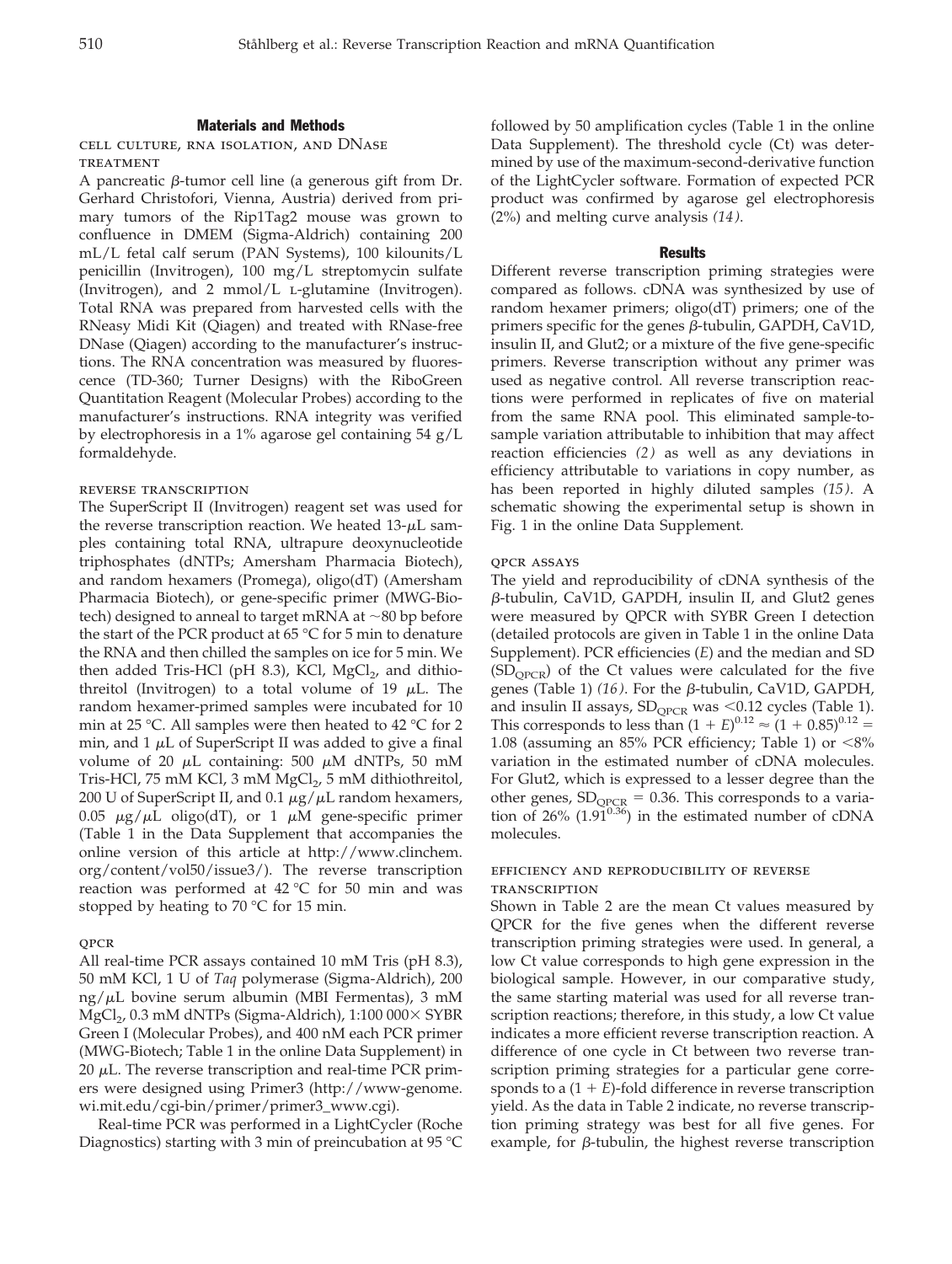## Materials and Methods

### cell culture, rna isolation, and DNase treatment

A pancreatic β-tumor cell line (a generous gift from Dr. Gerhard Christofori, Vienna, Austria) derived from primary tumors of the Rip1Tag2 mouse was grown to confluence in DMEM (Sigma-Aldrich) containing 200 mL/L fetal calf serum (PAN Systems), 100 kilounits/L penicillin (Invitrogen), 100 mg/L streptomycin sulfate (Invitrogen), and 2 mmol/L L-glutamine (Invitrogen). Total RNA was prepared from harvested cells with the RNeasy Midi Kit (Qiagen) and treated with RNase-free DNase (Qiagen) according to the manufacturer's instructions. The RNA concentration was measured by fluorescence (TD-360; Turner Designs) with the RiboGreen Quantitation Reagent (Molecular Probes) according to the manufacturer's instructions. RNA integrity was verified by electrophoresis in a 1% agarose gel containing 54 g/L formaldehyde.

### reverse transcription

The SuperScript II (Invitrogen) reagent set was used for the reverse transcription reaction. We heated 13-μL samples containing total RNA, ultrapure deoxynucleotide triphosphates (dNTPs; Amersham Pharmacia Biotech), and random hexamers (Promega), oligo(dT) (Amersham Pharmacia Biotech), or gene-specific primer (MWG-Biotech) designed to anneal to target mRNA at ~80 bp before the start of the PCR product at 65 °C for 5 min to denature the RNA and then chilled the samples on ice for 5 min. We then added Tris-HCl (pH 8.3), KCl, $MgCl_2$, and dithiothreitol (Invitrogen) to a total volume of 19 μL. The random hexamer-primed samples were incubated for 10 min at 25 °C. All samples were then heated to 42 °C for 2 min, and 1 μL of SuperScript II was added to give a final volume of 20 μL containing: 500 μM dNTPs, 50 mM Tris-HCl, 75 mM KCl, 3 mM $MgCl_2$, 5 mM dithiothreitol, 200 U of SuperScript II, and 0.1 μg/μL random hexamers, 0.05 μg/μL oligo(dT), or 1 μM gene-specific primer (Table 1 in the Data Supplement that accompanies the online version of this article at http://www.clinchem.org/content/vol50/issue3/). The reverse transcription reaction was performed at 42 °C for 50 min and was stopped by heating to 70 °C for 15 min.

### qpcr

All real-time PCR assays contained 10 mM Tris (pH 8.3), 50 mM KCl, 1 U of *Taq* polymerase (Sigma-Aldrich), 200 ng/μL bovine serum albumin (MBI Fermentas), 3 mM $MgCl_2$, 0.3 mM dNTPs (Sigma-Aldrich), 1:100 000× SYBR Green I (Molecular Probes), and 400 nM each PCR primer (MWG-Biotech; Table 1 in the online Data Supplement) in 20 μL. The reverse transcription and real-time PCR primers were designed using Primer3 (http://www-genome.wi.mit.edu/cgi-bin/primer/primer3_www.cgi).

Real-time PCR was performed in a LightCycler (Roche Diagnostics) starting with 3 min of preincubation at 95 °C followed by 50 amplification cycles (Table 1 in the online Data Supplement). The threshold cycle (Ct) was determined by use of the maximum-second-derivative function of the LightCycler software. Formation of expected PCR product was confirmed by agarose gel electrophoresis (2%) and melting curve analysis *(14)*.

## Results

Different reverse transcription priming strategies were compared as follows. cDNA was synthesized by use of random hexamer primers; oligo(dT) primers; one of the primers specific for the genes β-tubulin, GAPDH, CaV1D, insulin II, and Glut2; or a mixture of the five gene-specific primers. Reverse transcription without any primer was used as negative control. All reverse transcription reactions were performed in replicates of five on material from the same RNA pool. This eliminated sample-to-sample variation attributable to inhibition that may affect reaction efficiencies *(2)* as well as any deviations in efficiency attributable to variations in copy number, as has been reported in highly diluted samples *(15)*. A schematic showing the experimental setup is shown in Fig. 1 in the online Data Supplement.

### qpcr assays

The yield and reproducibility of cDNA synthesis of the β-tubulin, CaV1D, GAPDH, insulin II, and Glut2 genes were measured by QPCR with SYBR Green I detection (detailed protocols are given in Table 1 in the online Data Supplement). PCR efficiencies (*E*) and the median and SD ($SD_{QPCR}$) of the Ct values were calculated for the five genes (Table 1) *(16)*. For the β-tubulin, CaV1D, GAPDH, and insulin II assays, $SD_{QPCR}$ was <0.12 cycles (Table 1). This corresponds to less than $(1 + E)^{0.12} \approx (1 + 0.85)^{0.12} = 1.08$ (assuming an 85% PCR efficiency; Table 1) or <8% variation in the estimated number of cDNA molecules. For Glut2, which is expressed to a lesser degree than the other genes, $SD_{QPCR} = 0.36$. This corresponds to a variation of 26% ($1.91^{0.36}$) in the estimated number of cDNA molecules.

### efficiency and reproducibility of reverse transcription

Shown in Table 2 are the mean Ct values measured by QPCR for the five genes when the different reverse transcription priming strategies were used. In general, a low Ct value corresponds to high gene expression in the biological sample. However, in our comparative study, the same starting material was used for all reverse transcription reactions; therefore, in this study, a low Ct value indicates a more efficient reverse transcription reaction. A difference of one cycle in Ct between two reverse transcription priming strategies for a particular gene corresponds to a $(1 + E)$-fold difference in reverse transcription yield. As the data in Table 2 indicate, no reverse transcription priming strategy was best for all five genes. For example, for β-tubulin, the highest reverse transcription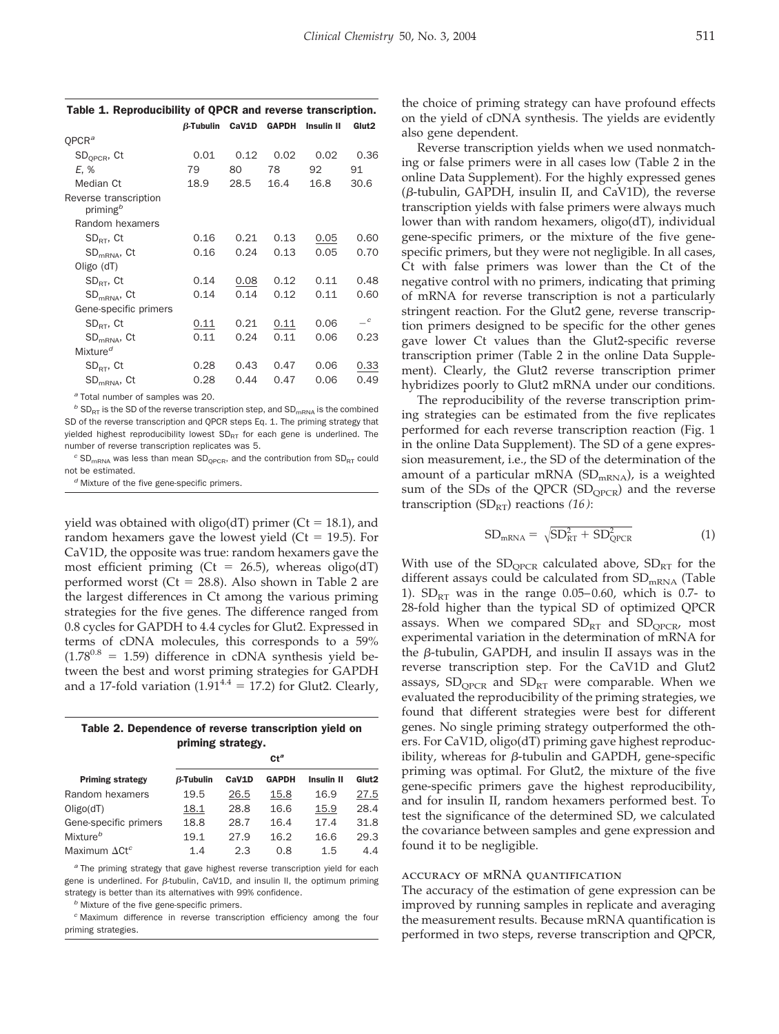**Table 1. Reproducibility of QPCR and reverse transcription.**

| | β-Tubulin | CaV1D | GAPDH | Insulin II | Glut2 |
|---|---|---|---|---|---|
| QPCR[a] | | | | | |
| $SD_{QPCR}$, Ct | 0.01 | 0.12 | 0.02 | 0.02 | 0.36 |
| *E*, % | 79 | 80 | 78 | 92 | 91 |
| Median Ct | 18.9 | 28.5 | 16.4 | 16.8 | 30.6 |
| Reverse transcription priming[b] | | | | | |
| Random hexamers | | | | | |
| $SD_{RT}$, Ct | 0.16 | 0.21 | 0.13 | <u>0.05</u> | 0.60 |
| $SD_{mRNA}$, Ct | 0.16 | 0.24 | 0.13 | 0.05 | 0.70 |
| Oligo (dT) | | | | | |
| $SD_{RT}$, Ct | 0.14 | <u>0.08</u> | 0.12 | 0.11 | 0.48 |
| $SD_{mRNA}$, Ct | 0.14 | 0.14 | 0.12 | 0.11 | 0.60 |
| Gene-specific primers | | | | | |
| $SD_{RT}$, Ct | <u>0.11</u> | 0.21 | <u>0.11</u> | 0.06 | –[c] |
| $SD_{mRNA}$, Ct | 0.11 | 0.24 | 0.11 | 0.06 | 0.23 |
| Mixture[d] | | | | | |
| $SD_{RT}$, Ct | 0.28 | 0.43 | 0.47 | 0.06 | <u>0.33</u> |
| $SD_{mRNA}$, Ct | 0.28 | 0.44 | 0.47 | 0.06 | 0.49 |

[a] Total number of samples was 20.

[b] $SD_{RT}$ is the SD of the reverse transcription step, and $SD_{mRNA}$ is the combined SD of the reverse transcription and QPCR steps Eq. 1. The priming strategy that yielded highest reproducibility lowest $SD_{RT}$ for each gene is underlined. The number of reverse transcription replicates was 5.

[c] $SD_{mRNA}$ was less than mean $SD_{QPCR}$, and the contribution from $SD_{RT}$ could not be estimated.

[d] Mixture of the five gene-specific primers.

yield was obtained with oligo(dT) primer (Ct = 18.1), and random hexamers gave the lowest yield (Ct = 19.5). For CaV1D, the opposite was true: random hexamers gave the most efficient priming (Ct = 26.5), whereas oligo(dT) performed worst (Ct = 28.8). Also shown in Table 2 are the largest differences in Ct among the various priming strategies for the five genes. The difference ranged from 0.8 cycles for GAPDH to 4.4 cycles for Glut2. Expressed in terms of cDNA molecules, this corresponds to a 59% ($1.78^{0.8} = 1.59$) difference in cDNA synthesis yield between the best and worst priming strategies for GAPDH and a 17-fold variation ($1.91^{4.4} = 17.2$) for Glut2. Clearly,

**Table 2. Dependence of reverse transcription yield on priming strategy.**

| | Ct[a] | | | | |
|---|---|---|---|---|---|
| **Priming strategy** | **β-Tubulin** | **CaV1D** | **GAPDH** | **Insulin II** | **Glut2** |
| Random hexamers | 19.5 | <u>26.5</u> | <u>15.8</u> | 16.9 | <u>27.5</u> |
| Oligo(dT) | <u>18.1</u> | 28.8 | 16.6 | <u>15.9</u> | 28.4 |
| Gene-specific primers | 18.8 | 28.7 | 16.4 | 17.4 | 31.8 |
| Mixture[b] | 19.1 | 27.9 | 16.2 | 16.6 | 29.3 |
| Maximum ΔCt[c] | 1.4 | 2.3 | 0.8 | 1.5 | 4.4 |

[a] The priming strategy that gave highest reverse transcription yield for each gene is underlined. For β-tubulin, CaV1D, and insulin II, the optimum priming strategy is better than its alternatives with 99% confidence.

[b] Mixture of the five gene-specific primers.

[c] Maximum difference in reverse transcription efficiency among the four priming strategies.

the choice of priming strategy can have profound effects on the yield of cDNA synthesis. The yields are evidently also gene dependent.

Reverse transcription yields when we used nonmatching or false primers were in all cases low (Table 2 in the online Data Supplement). For the highly expressed genes (β-tubulin, GAPDH, insulin II, and CaV1D), the reverse transcription yields with false primers were always much lower than with random hexamers, oligo(dT), individual gene-specific primers, or the mixture of the five gene-specific primers, but they were not negligible. In all cases, Ct with false primers was lower than the Ct of the negative control with no primers, indicating that priming of mRNA for reverse transcription is not a particularly stringent reaction. For the Glut2 gene, reverse transcription primers designed to be specific for the other genes gave lower Ct values than the Glut2-specific reverse transcription primer (Table 2 in the online Data Supplement). Clearly, the Glut2 reverse transcription primer hybridizes poorly to Glut2 mRNA under our conditions.

The reproducibility of the reverse transcription priming strategies can be estimated from the five replicates performed for each reverse transcription reaction (Fig. 1 in the online Data Supplement). The SD of a gene expression measurement, i.e., the SD of the determination of the amount of a particular mRNA ($SD_{mRNA}$), is a weighted sum of the SDs of the QPCR ($SD_{QPCR}$) and the reverse transcription ($SD_{RT}$) reactions *(16)*:

$$SD_{mRNA} = \sqrt{SD_{RT}^2 + SD_{QPCR}^2} \tag{1}$$

With use of the $SD_{QPCR}$ calculated above, $SD_{RT}$ for the different assays could be calculated from $SD_{mRNA}$ (Table 1). $SD_{RT}$ was in the range 0.05–0.60, which is 0.7- to 28-fold higher than the typical SD of optimized QPCR assays. When we compared $SD_{RT}$ and $SD_{QPCR}$, most experimental variation in the determination of mRNA for the β-tubulin, GAPDH, and insulin II assays was in the reverse transcription step. For the CaV1D and Glut2 assays, $SD_{QPCR}$ and $SD_{RT}$ were comparable. When we evaluated the reproducibility of the priming strategies, we found that different strategies were best for different genes. No single priming strategy outperformed the others. For CaV1D, oligo(dT) priming gave highest reproducibility, whereas for β-tubulin and GAPDH, gene-specific priming was optimal. For Glut2, the mixture of the five gene-specific primers gave the highest reproducibility, and for insulin II, random hexamers performed best. To test the significance of the determined SD, we calculated the covariance between samples and gene expression and found it to be negligible.

### ACCURACY OF mRNA QUANTIFICATION

The accuracy of the estimation of gene expression can be improved by running samples in replicate and averaging the measurement results. Because mRNA quantification is performed in two steps, reverse transcription and QPCR,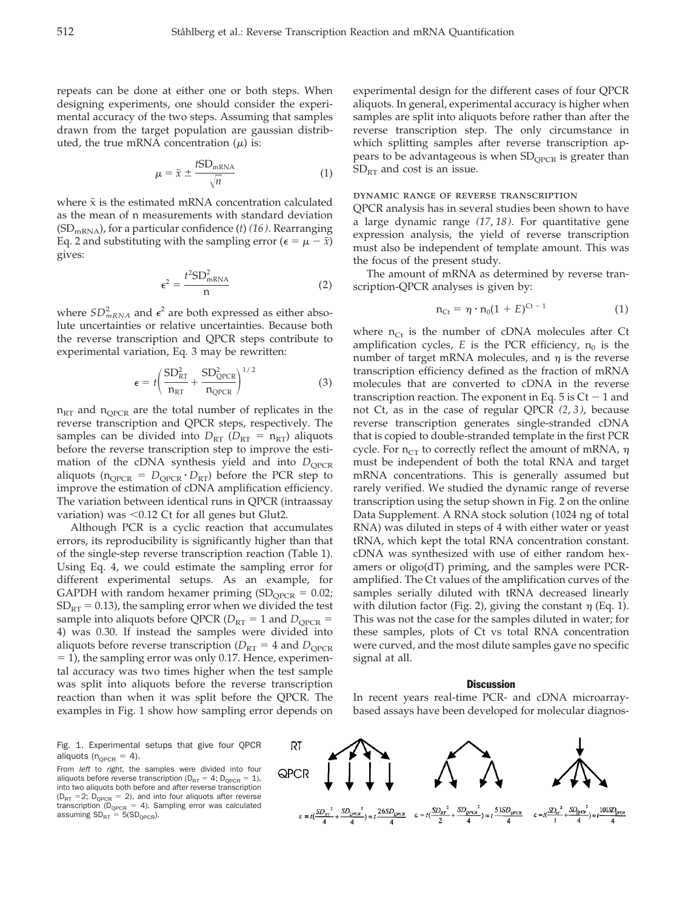repeats can be done at either one or both steps. When designing experiments, one should consider the experimental accuracy of the two steps. Assuming that samples drawn from the target population are gaussian distributed, the true mRNA concentration ($\mu$) is:

$$\mu = \bar{x} \pm \frac{t\mathrm{SD}_{\mathrm{mRNA}}}{\sqrt{n}} \tag{1}$$

where $\bar{x}$ is the estimated mRNA concentration calculated as the mean of n measurements with standard deviation ($\mathrm{SD}_{\mathrm{mRNA}}$), for a particular confidence ($t$) *(16)*. Rearranging Eq. 2 and substituting with the sampling error ($\epsilon = \mu - \bar{x}$) gives:

$$\epsilon^2 = \frac{t^2\mathrm{SD}^2_{\mathrm{mRNA}}}{\mathrm{n}} \tag{2}$$

where $SD^2_{mRNA}$ and $\epsilon^2$ are both expressed as either absolute uncertainties or relative uncertainties. Because both the reverse transcription and QPCR steps contribute to experimental variation, Eq. 3 may be rewritten:

$$\epsilon = t\left(\frac{\mathrm{SD}^2_{\mathrm{RT}}}{\mathrm{n}_{\mathrm{RT}}} + \frac{\mathrm{SD}^2_{\mathrm{QPCR}}}{\mathrm{n}_{\mathrm{QPCR}}}\right)^{1/2} \tag{3}$$

$\mathrm{n}_{\mathrm{RT}}$ and $\mathrm{n}_{\mathrm{QPCR}}$ are the total number of replicates in the reverse transcription and QPCR steps, respectively. The samples can be divided into $D_{\mathrm{RT}}$ ($D_{\mathrm{RT}} = \mathrm{n}_{\mathrm{RT}}$) aliquots before the reverse transcription step to improve the estimation of the cDNA synthesis yield and into $D_{\mathrm{QPCR}}$ aliquots ($\mathrm{n}_{\mathrm{QPCR}} = D_{\mathrm{QPCR}} \cdot D_{\mathrm{RT}}$) before the PCR step to improve the estimation of cDNA amplification efficiency. The variation between identical runs in QPCR (intraassay variation) was <0.12 Ct for all genes but Glut2.

Although PCR is a cyclic reaction that accumulates errors, its reproducibility is significantly higher than that of the single-step reverse transcription reaction (Table 1). Using Eq. 4, we could estimate the sampling error for different experimental setups. As an example, for GAPDH with random hexamer priming ($\mathrm{SD}_{\mathrm{QPCR}} = 0.02$; $\mathrm{SD}_{\mathrm{RT}} = 0.13$), the sampling error when we divided the test sample into aliquots before QPCR ($D_{\mathrm{RT}} = 1$ and $D_{\mathrm{QPCR}} = 4$) was 0.30. If instead the samples were divided into aliquots before reverse transcription ($D_{\mathrm{RT}} = 4$ and $D_{\mathrm{QPCR}} = 1$), the sampling error was only 0.17. Hence, experimental accuracy was two times higher when the test sample was split into aliquots before the reverse transcription reaction than when it was split before the QPCR. The examples in Fig. 1 show how sampling error depends on experimental design for the different cases of four QPCR aliquots. In general, experimental accuracy is higher when samples are split into aliquots before rather than after the reverse transcription step. The only circumstance in which splitting samples after reverse transcription appears to be advantageous is when $\mathrm{SD}_{\mathrm{QPCR}}$ is greater than $\mathrm{SD}_{\mathrm{RT}}$ and cost is an issue.

Fig. 1. Experimental setups that give four QPCR aliquots ($\mathrm{n}_{\mathrm{QPCR}} = 4$).

From *left* to *right*, the samples were divided into four aliquots before reverse transcription ($D_{\mathrm{RT}} = 4$; $D_{\mathrm{QPCR}} = 1$), into two aliquots both before and after reverse transcription ($D_{\mathrm{RT}} = 2$; $D_{\mathrm{QPCR}} = 2$), and into four aliquots after reverse transcription ($D_{\mathrm{QPCR}} = 4$). Sampling error was calculated assuming $\mathrm{SD}_{\mathrm{RT}} = 5(\mathrm{SD}_{\mathrm{QPCR}})$.

RT

QPCR

$$\varepsilon = t\left(\frac{SD_{RT}^2}{4} + \frac{SD_{QPCR}^2}{4}\right) \approx t\frac{26SD_{QPCR}}{4} \quad \varepsilon = t\left(\frac{SD_{RT}^2}{2} + \frac{SD_{QPCR}^2}{4}\right) \approx t\frac{51SD_{QPCR}}{4} \quad \varepsilon = t\left(\frac{SD_{RT}^2}{1} + \frac{SD_{QPCR}^2}{4}\right) \approx t\frac{101SD_{QPCR}}{4}$$

### dynamic range of reverse transcription

QPCR analysis has in several studies been shown to have a large dynamic range *(17, 18)*. For quantitative gene expression analysis, the yield of reverse transcription must also be independent of template amount. This was the focus of the present study.

The amount of mRNA as determined by reverse transcription-QPCR analyses is given by:

$$\mathrm{n}_{\mathrm{Ct}} = \eta \cdot \mathrm{n}_0(1 + E)^{\mathrm{Ct}-1} \tag{1}$$

where $\mathrm{n}_{\mathrm{Ct}}$ is the number of cDNA molecules after Ct amplification cycles, $E$ is the PCR efficiency, $\mathrm{n}_0$ is the number of target mRNA molecules, and $\eta$ is the reverse transcription efficiency defined as the fraction of mRNA molecules that are converted to cDNA in the reverse transcription reaction. The exponent in Eq. 5 is Ct − 1 and not Ct, as in the case of regular QPCR *(2, 3)*, because reverse transcription generates single-stranded cDNA that is copied to double-stranded template in the first PCR cycle. For $\mathrm{n}_{\mathrm{CT}}$ to correctly reflect the amount of mRNA, $\eta$ must be independent of both the total RNA and target mRNA concentrations. This is generally assumed but rarely verified. We studied the dynamic range of reverse transcription using the setup shown in Fig. 2 on the online Data Supplement. A RNA stock solution (1024 ng of total RNA) was diluted in steps of 4 with either water or yeast tRNA, which kept the total RNA concentration constant. cDNA was synthesized with use of either random hexamers or oligo(dT) priming, and the samples were PCR-amplified. The Ct values of the amplification curves of the samples serially diluted with tRNA decreased linearly with dilution factor (Fig. 2), giving the constant $\eta$ (Eq. 1). This was not the case for the samples diluted in water; for these samples, plots of Ct vs total RNA concentration were curved, and the most dilute samples gave no specific signal at all.

## Discussion

In recent years real-time PCR- and cDNA microarray-based assays have been developed for molecular diagnos-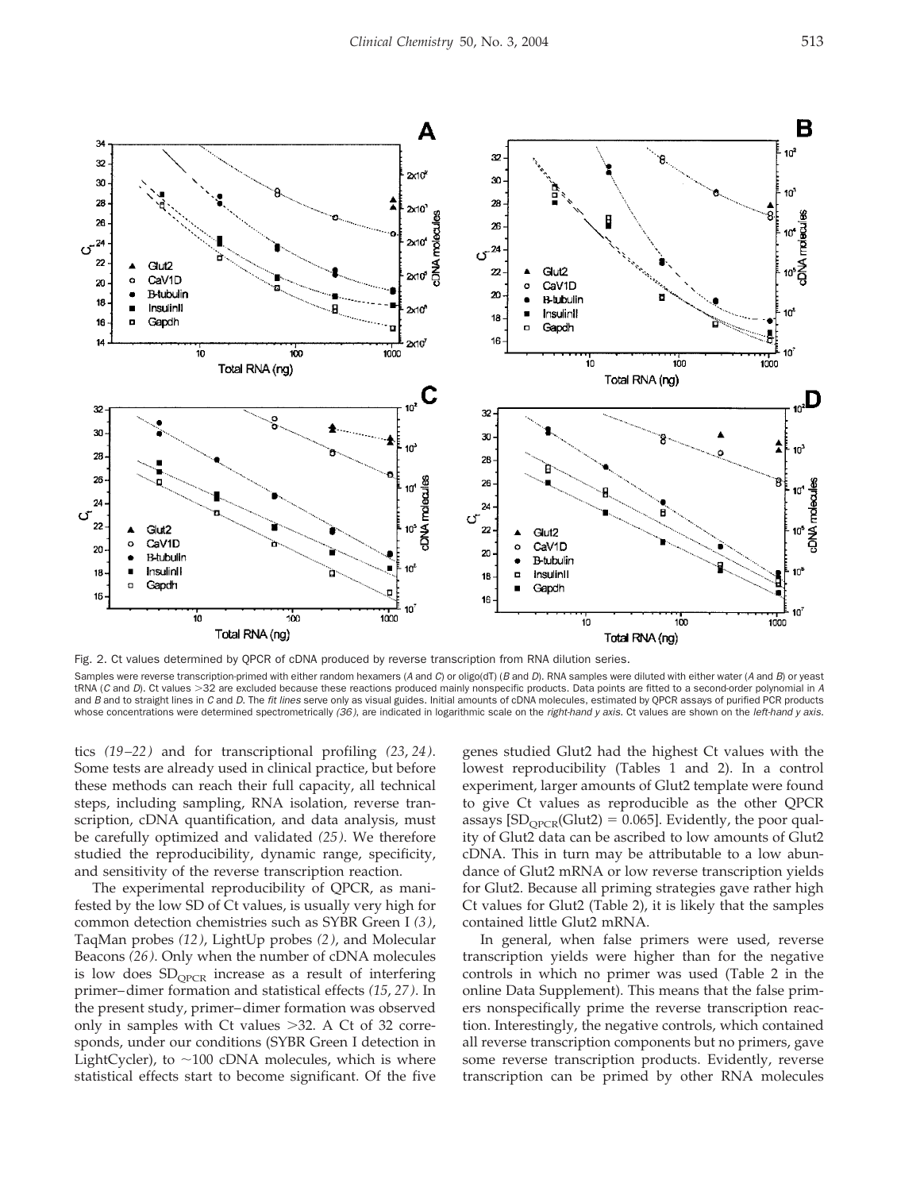Fig. 2. Ct values determined by QPCR of cDNA produced by reverse transcription from RNA dilution series.

Samples were reverse transcription-primed with either random hexamers (*A* and *C*) or oligo(dT) (*B* and *D*). RNA samples were diluted with either water (*A* and *B*) or yeast tRNA (*C* and *D*). Ct values >32 are excluded because these reactions produced mainly nonspecific products. Data points are fitted to a second-order polynomial in *A* and *B* and to straight lines in *C* and *D*. The *fit lines* serve only as visual guides. Initial amounts of cDNA molecules, estimated by QPCR assays of purified PCR products whose concentrations were determined spectrometrically *(36)*, are indicated in logarithmic scale on the *right-hand y axis*. Ct values are shown on the *left-hand y axis*.

tics *(19–22)* and for transcriptional profiling *(23, 24)*. Some tests are already used in clinical practice, but before these methods can reach their full capacity, all technical steps, including sampling, RNA isolation, reverse transcription, cDNA quantification, and data analysis, must be carefully optimized and validated *(25)*. We therefore studied the reproducibility, dynamic range, specificity, and sensitivity of the reverse transcription reaction.

The experimental reproducibility of QPCR, as manifested by the low SD of Ct values, is usually very high for common detection chemistries such as SYBR Green I *(3)*, TaqMan probes *(12)*, LightUp probes *(2)*, and Molecular Beacons *(26)*. Only when the number of cDNA molecules is low does $SD_{QPCR}$ increase as a result of interfering primer–dimer formation and statistical effects *(15, 27)*. In the present study, primer–dimer formation was observed only in samples with Ct values >32. A Ct of 32 corresponds, under our conditions (SYBR Green I detection in LightCycler), to ~100 cDNA molecules, which is where statistical effects start to become significant. Of the five genes studied Glut2 had the highest Ct values with the lowest reproducibility (Tables 1 and 2). In a control experiment, larger amounts of Glut2 template were found to give Ct values as reproducible as the other QPCR assays [$SD_{QPCR}$(Glut2) = 0.065]. Evidently, the poor quality of Glut2 data can be ascribed to low amounts of Glut2 cDNA. This in turn may be attributable to a low abundance of Glut2 mRNA or low reverse transcription yields for Glut2. Because all priming strategies gave rather high Ct values for Glut2 (Table 2), it is likely that the samples contained little Glut2 mRNA.

In general, when false primers were used, reverse transcription yields were higher than for the negative controls in which no primer was used (Table 2 in the online Data Supplement). This means that the false primers nonspecifically prime the reverse transcription reaction. Interestingly, the negative controls, which contained all reverse transcription components but no primers, gave some reverse transcription products. Evidently, reverse transcription can be primed by other RNA molecules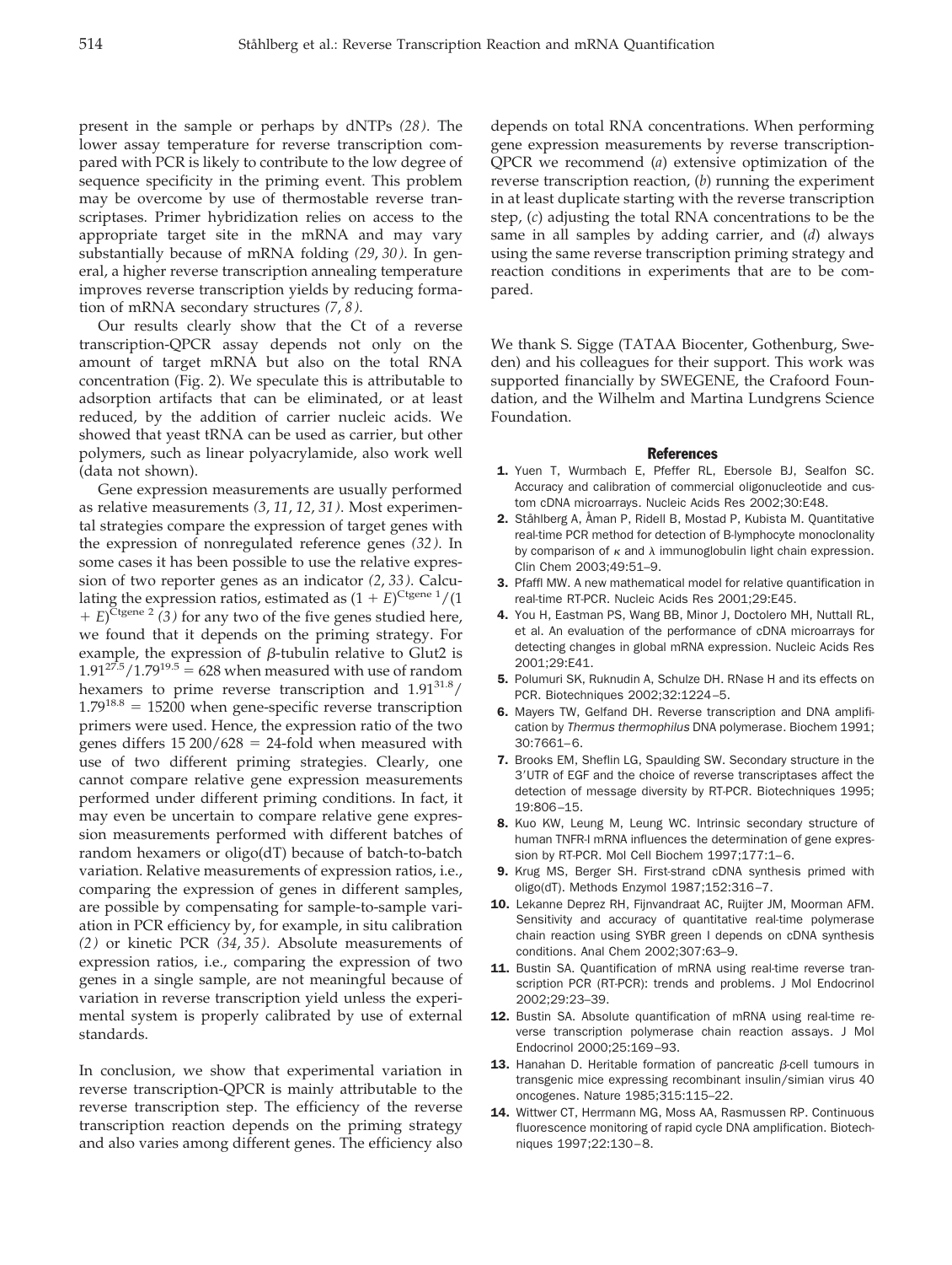present in the sample or perhaps by dNTPs *(28)*. The lower assay temperature for reverse transcription compared with PCR is likely to contribute to the low degree of sequence specificity in the priming event. This problem may be overcome by use of thermostable reverse transcriptases. Primer hybridization relies on access to the appropriate target site in the mRNA and may vary substantially because of mRNA folding *(29, 30)*. In general, a higher reverse transcription annealing temperature improves reverse transcription yields by reducing formation of mRNA secondary structures *(7, 8)*.

Our results clearly show that the Ct of a reverse transcription-QPCR assay depends not only on the amount of target mRNA but also on the total RNA concentration (Fig. 2). We speculate this is attributable to adsorption artifacts that can be eliminated, or at least reduced, by the addition of carrier nucleic acids. We showed that yeast tRNA can be used as carrier, but other polymers, such as linear polyacrylamide, also work well (data not shown).

Gene expression measurements are usually performed as relative measurements *(3, 11, 12, 31)*. Most experimental strategies compare the expression of target genes with the expression of nonregulated reference genes *(32)*. In some cases it has been possible to use the relative expression of two reporter genes as an indicator *(2, 33)*. Calculating the expression ratios, estimated as $(1 + E)^{\text{Ctgene 1}}/(1 + E)^{\text{Ctgene 2}}$ *(3)* for any two of the five genes studied here, we found that it depends on the priming strategy. For example, the expression of β-tubulin relative to Glut2 is $1.91^{27.5}/1.79^{19.5} = 628$ when measured with use of random hexamers to prime reverse transcription and $1.91^{31.8}/1.79^{18.8} = 15200$ when gene-specific reverse transcription primers were used. Hence, the expression ratio of the two genes differs $15\,200/628 = 24$-fold when measured with use of two different priming strategies. Clearly, one cannot compare relative gene expression measurements performed under different priming conditions. In fact, it may even be uncertain to compare relative gene expression measurements performed with different batches of random hexamers or oligo(dT) because of batch-to-batch variation. Relative measurements of expression ratios, i.e., comparing the expression of genes in different samples, are possible by compensating for sample-to-sample variation in PCR efficiency by, for example, in situ calibration *(2)* or kinetic PCR *(34, 35)*. Absolute measurements of expression ratios, i.e., comparing the expression of two genes in a single sample, are not meaningful because of variation in reverse transcription yield unless the experimental system is properly calibrated by use of external standards.

In conclusion, we show that experimental variation in reverse transcription-QPCR is mainly attributable to the reverse transcription step. The efficiency of the reverse transcription reaction depends on the priming strategy and also varies among different genes. The efficiency also depends on total RNA concentrations. When performing gene expression measurements by reverse transcription-QPCR we recommend (*a*) extensive optimization of the reverse transcription reaction, (*b*) running the experiment in at least duplicate starting with the reverse transcription step, (*c*) adjusting the total RNA concentrations to be the same in all samples by adding carrier, and (*d*) always using the same reverse transcription priming strategy and reaction conditions in experiments that are to be compared.

We thank S. Sigge (TATAA Biocenter, Gothenburg, Sweden) and his colleagues for their support. This work was supported financially by SWEGENE, the Crafoord Foundation, and the Wilhelm and Martina Lundgrens Science Foundation.

## References

1. Yuen T, Wurmbach E, Pfeffer RL, Ebersole BJ, Sealfon SC. Accuracy and calibration of commercial oligonucleotide and custom cDNA microarrays. Nucleic Acids Res 2002;30:E48.
2. Ståhlberg A, Åman P, Ridell B, Mostad P, Kubista M. Quantitative real-time PCR method for detection of B-lymphocyte monoclonality by comparison of κ and λ immunoglobulin light chain expression. Clin Chem 2003;49:51–9.
3. Pfaffl MW. A new mathematical model for relative quantification in real-time RT-PCR. Nucleic Acids Res 2001;29:E45.
4. You H, Eastman PS, Wang BB, Minor J, Doctolero MH, Nuttall RL, et al. An evaluation of the performance of cDNA microarrays for detecting changes in global mRNA expression. Nucleic Acids Res 2001;29:E41.
5. Polumuri SK, Ruknudin A, Schulze DH. RNase H and its effects on PCR. Biotechniques 2002;32:1224–5.
6. Mayers TW, Gelfand DH. Reverse transcription and DNA amplification by *Thermus thermophilus* DNA polymerase. Biochem 1991; 30:7661–6.
7. Brooks EM, Sheflin LG, Spaulding SW. Secondary structure in the 3′UTR of EGF and the choice of reverse transcriptases affect the detection of message diversity by RT-PCR. Biotechniques 1995; 19:806–15.
8. Kuo KW, Leung M, Leung WC. Intrinsic secondary structure of human TNFR-I mRNA influences the determination of gene expression by RT-PCR. Mol Cell Biochem 1997;177:1–6.
9. Krug MS, Berger SH. First-strand cDNA synthesis primed with oligo(dT). Methods Enzymol 1987;152:316–7.
10. Lekanne Deprez RH, Fijnvandraat AC, Ruijter JM, Moorman AFM. Sensitivity and accuracy of quantitative real-time polymerase chain reaction using SYBR green I depends on cDNA synthesis conditions. Anal Chem 2002;307:63–9.
11. Bustin SA. Quantification of mRNA using real-time reverse transcription PCR (RT-PCR): trends and problems. J Mol Endocrinol 2002;29:23–39.
12. Bustin SA. Absolute quantification of mRNA using real-time reverse transcription polymerase chain reaction assays. J Mol Endocrinol 2000;25:169–93.
13. Hanahan D. Heritable formation of pancreatic β-cell tumours in transgenic mice expressing recombinant insulin/simian virus 40 oncogenes. Nature 1985;315:115–22.
14. Wittwer CT, Herrmann MG, Moss AA, Rasmussen RP. Continuous fluorescence monitoring of rapid cycle DNA amplification. Biotechniques 1997;22:130–8.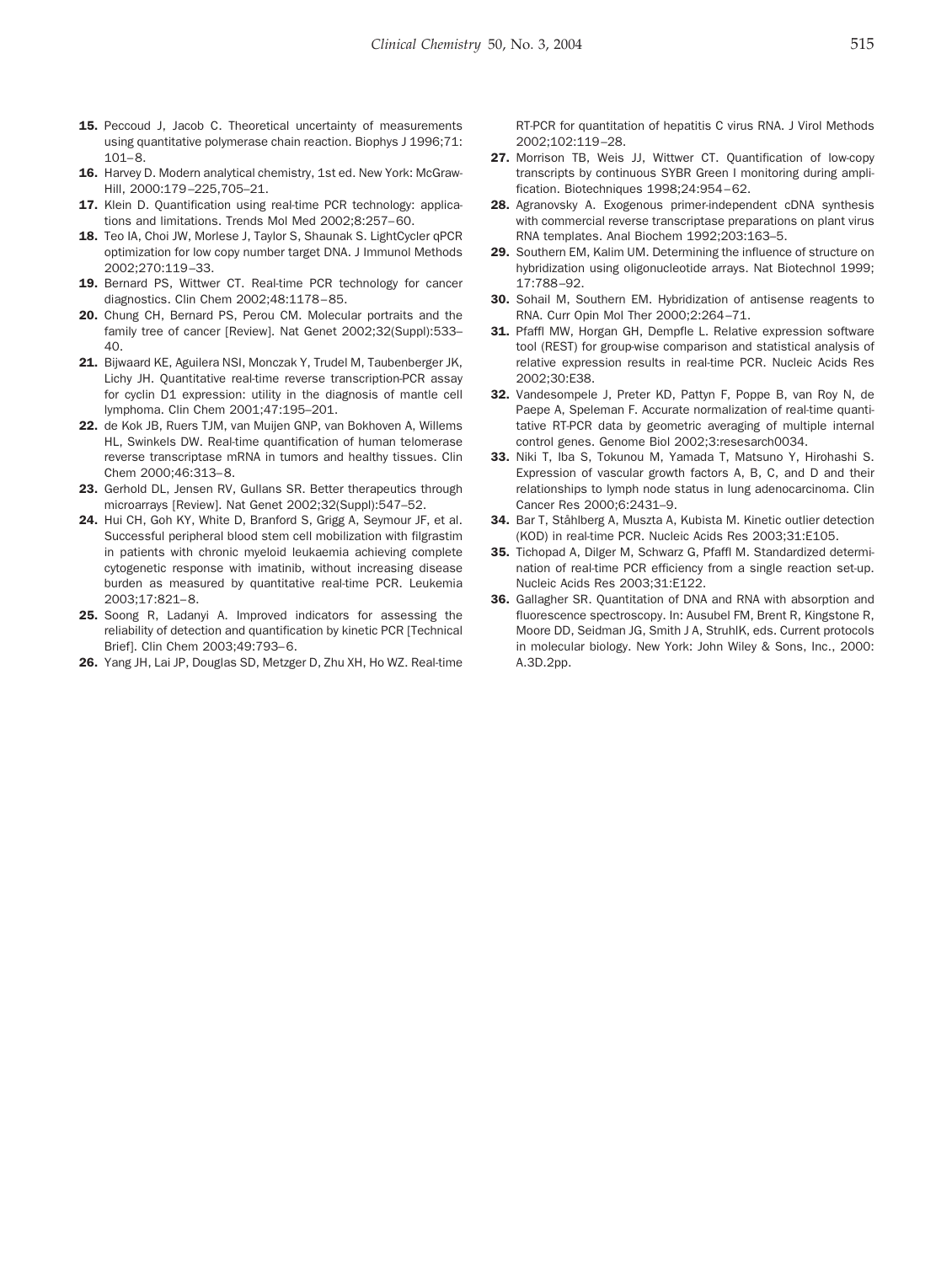15. Peccoud J, Jacob C. Theoretical uncertainty of measurements using quantitative polymerase chain reaction. Biophys J 1996;71: 101–8.
16. Harvey D. Modern analytical chemistry, 1st ed. New York: McGraw-Hill, 2000:179–225,705–21.
17. Klein D. Quantification using real-time PCR technology: applications and limitations. Trends Mol Med 2002;8:257–60.
18. Teo IA, Choi JW, Morlese J, Taylor S, Shaunak S. LightCycler qPCR optimization for low copy number target DNA. J Immunol Methods 2002;270:119–33.
19. Bernard PS, Wittwer CT. Real-time PCR technology for cancer diagnostics. Clin Chem 2002;48:1178–85.
20. Chung CH, Bernard PS, Perou CM. Molecular portraits and the family tree of cancer [Review]. Nat Genet 2002;32(Suppl):533–40.
21. Bijwaard KE, Aguilera NSI, Monczak Y, Trudel M, Taubenberger JK, Lichy JH. Quantitative real-time reverse transcription-PCR assay for cyclin D1 expression: utility in the diagnosis of mantle cell lymphoma. Clin Chem 2001;47:195–201.
22. de Kok JB, Ruers TJM, van Muijen GNP, van Bokhoven A, Willems HL, Swinkels DW. Real-time quantification of human telomerase reverse transcriptase mRNA in tumors and healthy tissues. Clin Chem 2000;46:313–8.
23. Gerhold DL, Jensen RV, Gullans SR. Better therapeutics through microarrays [Review]. Nat Genet 2002;32(Suppl):547–52.
24. Hui CH, Goh KY, White D, Branford S, Grigg A, Seymour JF, et al. Successful peripheral blood stem cell mobilization with filgrastim in patients with chronic myeloid leukaemia achieving complete cytogenetic response with imatinib, without increasing disease burden as measured by quantitative real-time PCR. Leukemia 2003;17:821–8.
25. Soong R, Ladanyi A. Improved indicators for assessing the reliability of detection and quantification by kinetic PCR [Technical Brief]. Clin Chem 2003;49:793–6.
26. Yang JH, Lai JP, Douglas SD, Metzger D, Zhu XH, Ho WZ. Real-time RT-PCR for quantitation of hepatitis C virus RNA. J Virol Methods 2002;102:119–28.
27. Morrison TB, Weis JJ, Wittwer CT. Quantification of low-copy transcripts by continuous SYBR Green I monitoring during amplification. Biotechniques 1998;24:954–62.
28. Agranovsky A. Exogenous primer-independent cDNA synthesis with commercial reverse transcriptase preparations on plant virus RNA templates. Anal Biochem 1992;203:163–5.
29. Southern EM, Kalim UM. Determining the influence of structure on hybridization using oligonucleotide arrays. Nat Biotechnol 1999; 17:788–92.
30. Sohail M, Southern EM. Hybridization of antisense reagents to RNA. Curr Opin Mol Ther 2000;2:264–71.
31. Pfaffl MW, Horgan GH, Dempfle L. Relative expression software tool (REST) for group-wise comparison and statistical analysis of relative expression results in real-time PCR. Nucleic Acids Res 2002;30:E38.
32. Vandesompele J, Preter KD, Pattyn F, Poppe B, van Roy N, de Paepe A, Speleman F. Accurate normalization of real-time quantitative RT-PCR data by geometric averaging of multiple internal control genes. Genome Biol 2002;3:resesarch0034.
33. Niki T, Iba S, Tokunou M, Yamada T, Matsuno Y, Hirohashi S. Expression of vascular growth factors A, B, C, and D and their relationships to lymph node status in lung adenocarcinoma. Clin Cancer Res 2000;6:2431–9.
34. Bar T, Ståhlberg A, Muszta A, Kubista M. Kinetic outlier detection (KOD) in real-time PCR. Nucleic Acids Res 2003;31:E105.
35. Tichopad A, Dilger M, Schwarz G, Pfaffl M. Standardized determination of real-time PCR efficiency from a single reaction set-up. Nucleic Acids Res 2003;31:E122.
36. Gallagher SR. Quantitation of DNA and RNA with absorption and fluorescence spectroscopy. In: Ausubel FM, Brent R, Kingstone R, Moore DD, Seidman JG, Smith J A, StruhlK, eds. Current protocols in molecular biology. New York: John Wiley & Sons, Inc., 2000: A.3D.2pp.